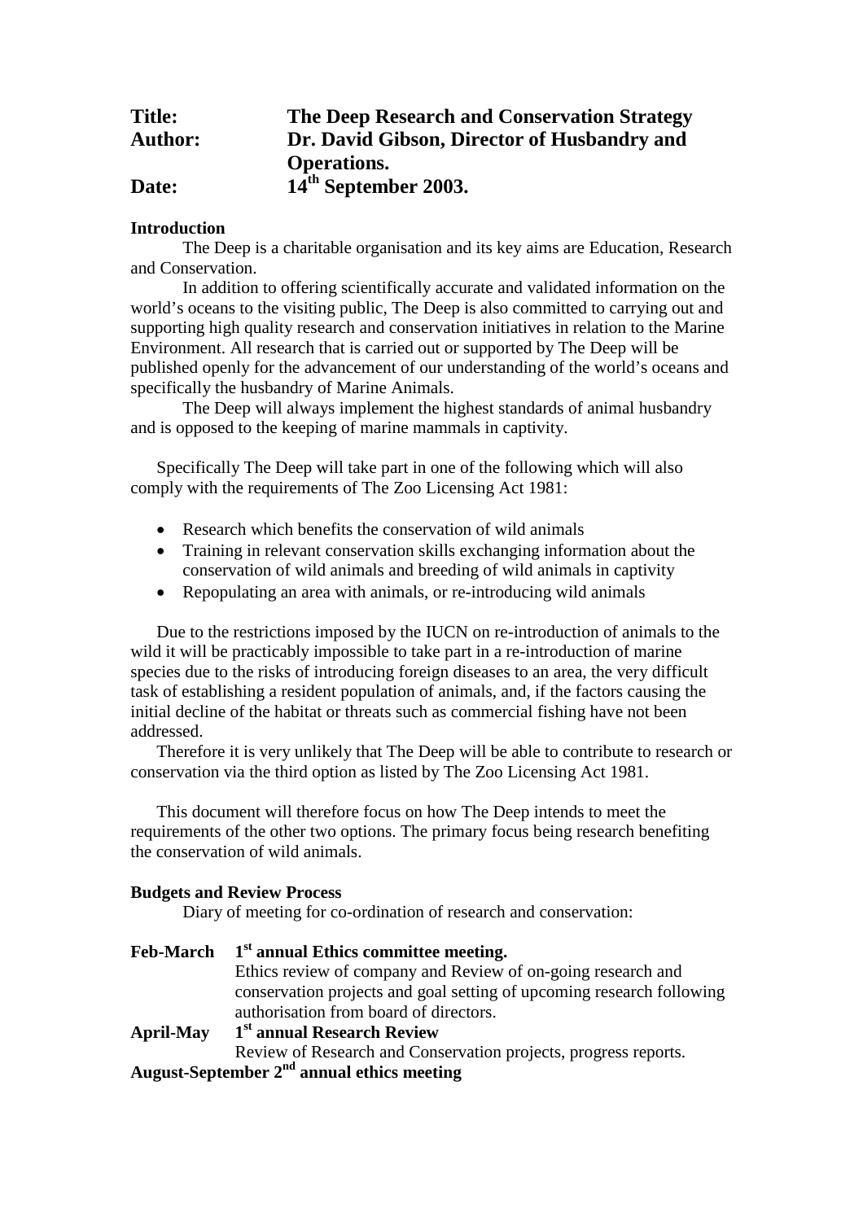**Title:** **The Deep Research and Conservation Strategy**
**Author:** **Dr. David Gibson, Director of Husbandry and Operations.**
**Date:** **14th September 2003.**

**Introduction**

The Deep is a charitable organisation and its key aims are Education, Research and Conservation.

In addition to offering scientifically accurate and validated information on the world's oceans to the visiting public, The Deep is also committed to carrying out and supporting high quality research and conservation initiatives in relation to the Marine Environment. All research that is carried out or supported by The Deep will be published openly for the advancement of our understanding of the world's oceans and specifically the husbandry of Marine Animals.

The Deep will always implement the highest standards of animal husbandry and is opposed to the keeping of marine mammals in captivity.

Specifically The Deep will take part in one of the following which will also comply with the requirements of The Zoo Licensing Act 1981:

- Research which benefits the conservation of wild animals
- Training in relevant conservation skills exchanging information about the conservation of wild animals and breeding of wild animals in captivity
- Repopulating an area with animals, or re-introducing wild animals

Due to the restrictions imposed by the IUCN on re-introduction of animals to the wild it will be practicably impossible to take part in a re-introduction of marine species due to the risks of introducing foreign diseases to an area, the very difficult task of establishing a resident population of animals, and, if the factors causing the initial decline of the habitat or threats such as commercial fishing have not been addressed.

Therefore it is very unlikely that The Deep will be able to contribute to research or conservation via the third option as listed by The Zoo Licensing Act 1981.

This document will therefore focus on how The Deep intends to meet the requirements of the other two options. The primary focus being research benefiting the conservation of wild animals.

**Budgets and Review Process**

Diary of meeting for co-ordination of research and conservation:

**Feb-March** **1st annual Ethics committee meeting.**
Ethics review of company and Review of on-going research and conservation projects and goal setting of upcoming research following authorisation from board of directors.

**April-May** **1st annual Research Review**
Review of Research and Conservation projects, progress reports.

**August-September 2nd annual ethics meeting**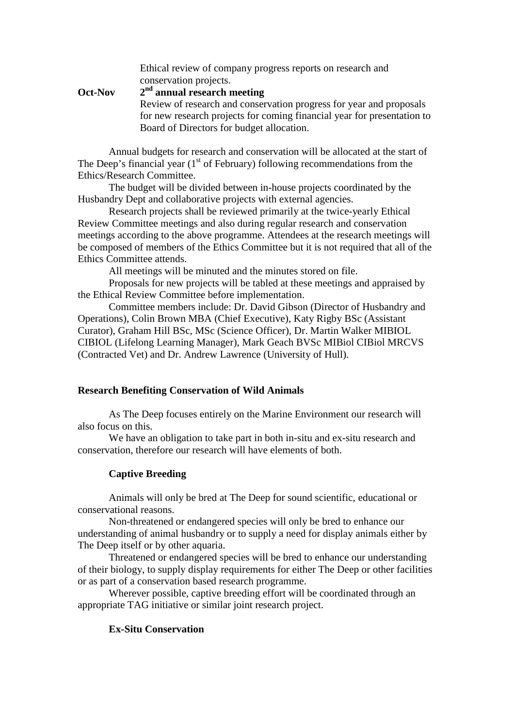Ethical review of company progress reports on research and conservation projects.

**Oct-Nov** **2nd annual research meeting**
Review of research and conservation progress for year and proposals for new research projects for coming financial year for presentation to Board of Directors for budget allocation.

Annual budgets for research and conservation will be allocated at the start of The Deep's financial year (1st of February) following recommendations from the Ethics/Research Committee.

The budget will be divided between in-house projects coordinated by the Husbandry Dept and collaborative projects with external agencies.

Research projects shall be reviewed primarily at the twice-yearly Ethical Review Committee meetings and also during regular research and conservation meetings according to the above programme. Attendees at the research meetings will be composed of members of the Ethics Committee but it is not required that all of the Ethics Committee attends.

All meetings will be minuted and the minutes stored on file.

Proposals for new projects will be tabled at these meetings and appraised by the Ethical Review Committee before implementation.

Committee members include: Dr. David Gibson (Director of Husbandry and Operations), Colin Brown MBA (Chief Executive), Katy Rigby BSc (Assistant Curator), Graham Hill BSc, MSc (Science Officer), Dr. Martin Walker MIBIOL CIBIOL (Lifelong Learning Manager), Mark Geach BVSc MIBiol CIBiol MRCVS (Contracted Vet) and Dr. Andrew Lawrence (University of Hull).

## Research Benefiting Conservation of Wild Animals

As The Deep focuses entirely on the Marine Environment our research will also focus on this.

We have an obligation to take part in both in-situ and ex-situ research and conservation, therefore our research will have elements of both.

### Captive Breeding

Animals will only be bred at The Deep for sound scientific, educational or conservational reasons.

Non-threatened or endangered species will only be bred to enhance our understanding of animal husbandry or to supply a need for display animals either by The Deep itself or by other aquaria.

Threatened or endangered species will be bred to enhance our understanding of their biology, to supply display requirements for either The Deep or other facilities or as part of a conservation based research programme.

Wherever possible, captive breeding effort will be coordinated through an appropriate TAG initiative or similar joint research project.

### Ex-Situ Conservation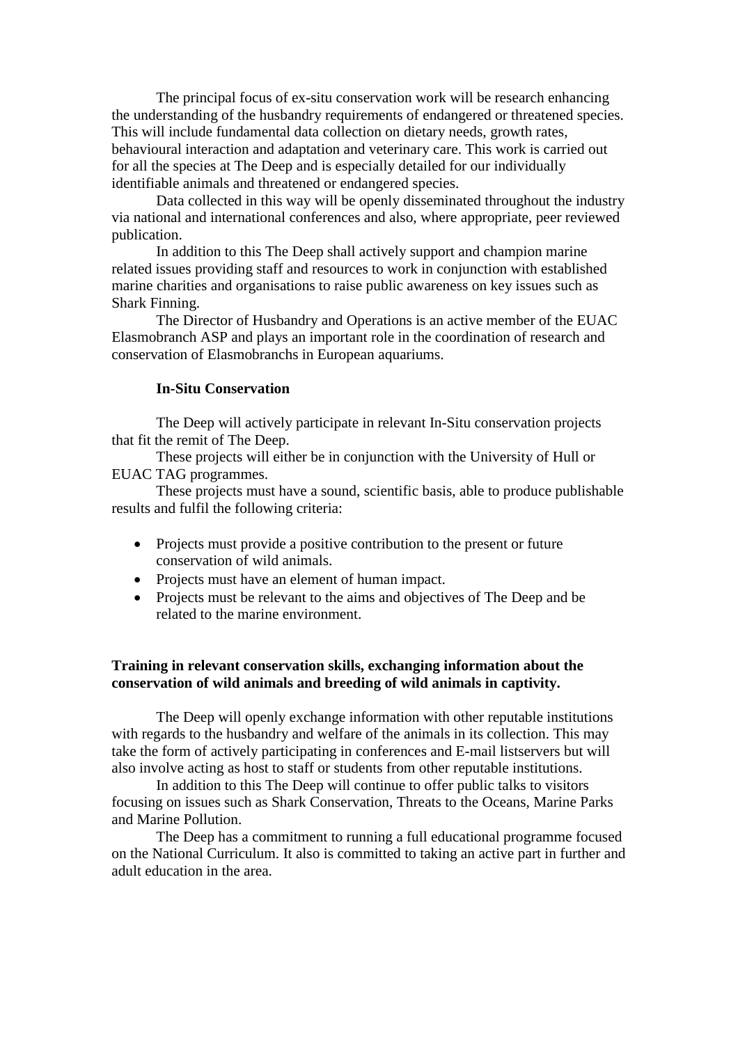The principal focus of ex-situ conservation work will be research enhancing the understanding of the husbandry requirements of endangered or threatened species. This will include fundamental data collection on dietary needs, growth rates, behavioural interaction and adaptation and veterinary care. This work is carried out for all the species at The Deep and is especially detailed for our individually identifiable animals and threatened or endangered species.

Data collected in this way will be openly disseminated throughout the industry via national and international conferences and also, where appropriate, peer reviewed publication.

In addition to this The Deep shall actively support and champion marine related issues providing staff and resources to work in conjunction with established marine charities and organisations to raise public awareness on key issues such as Shark Finning.

The Director of Husbandry and Operations is an active member of the EUAC Elasmobranch ASP and plays an important role in the coordination of research and conservation of Elasmobranchs in European aquariums.

### In-Situ Conservation

The Deep will actively participate in relevant In-Situ conservation projects that fit the remit of The Deep.

These projects will either be in conjunction with the University of Hull or EUAC TAG programmes.

These projects must have a sound, scientific basis, able to produce publishable results and fulfil the following criteria:

- Projects must provide a positive contribution to the present or future conservation of wild animals.
- Projects must have an element of human impact.
- Projects must be relevant to the aims and objectives of The Deep and be related to the marine environment.

## Training in relevant conservation skills, exchanging information about the conservation of wild animals and breeding of wild animals in captivity.

The Deep will openly exchange information with other reputable institutions with regards to the husbandry and welfare of the animals in its collection. This may take the form of actively participating in conferences and E-mail listservers but will also involve acting as host to staff or students from other reputable institutions.

In addition to this The Deep will continue to offer public talks to visitors focusing on issues such as Shark Conservation, Threats to the Oceans, Marine Parks and Marine Pollution.

The Deep has a commitment to running a full educational programme focused on the National Curriculum. It also is committed to taking an active part in further and adult education in the area.